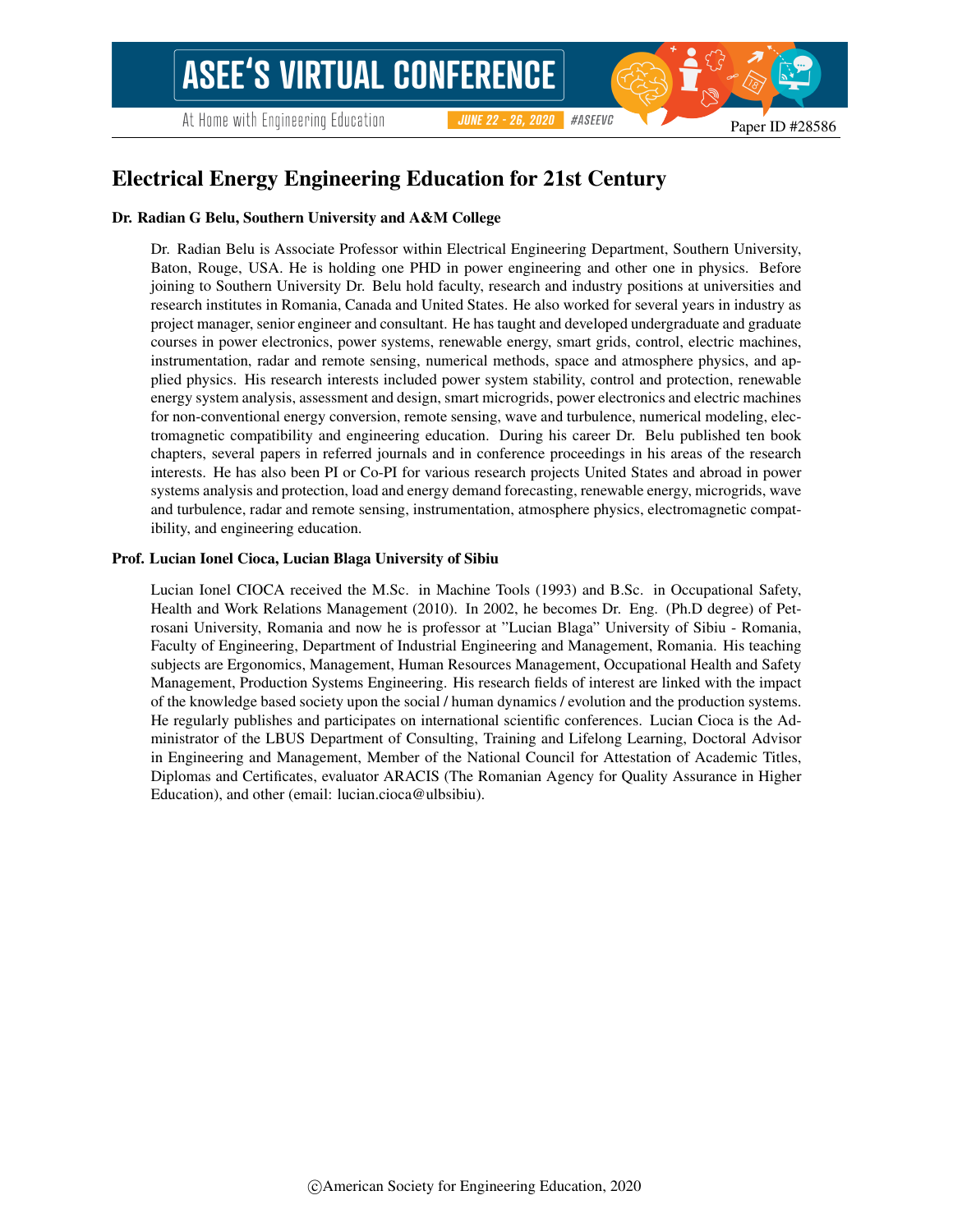Paper ID #28586

# Electrical Energy Engineering Education for 21st Century

### Dr. Radian G Belu, Southern University and A&M College

Dr. Radian Belu is Associate Professor within Electrical Engineering Department, Southern University, Baton, Rouge, USA. He is holding one PHD in power engineering and other one in physics. Before joining to Southern University Dr. Belu hold faculty, research and industry positions at universities and research institutes in Romania, Canada and United States. He also worked for several years in industry as project manager, senior engineer and consultant. He has taught and developed undergraduate and graduate courses in power electronics, power systems, renewable energy, smart grids, control, electric machines, instrumentation, radar and remote sensing, numerical methods, space and atmosphere physics, and applied physics. His research interests included power system stability, control and protection, renewable energy system analysis, assessment and design, smart microgrids, power electronics and electric machines for non-conventional energy conversion, remote sensing, wave and turbulence, numerical modeling, electromagnetic compatibility and engineering education. During his career Dr. Belu published ten book chapters, several papers in referred journals and in conference proceedings in his areas of the research interests. He has also been PI or Co-PI for various research projects United States and abroad in power systems analysis and protection, load and energy demand forecasting, renewable energy, microgrids, wave and turbulence, radar and remote sensing, instrumentation, atmosphere physics, electromagnetic compatibility, and engineering education.

### Prof. Lucian Ionel Cioca, Lucian Blaga University of Sibiu

Lucian Ionel CIOCA received the M.Sc. in Machine Tools (1993) and B.Sc. in Occupational Safety, Health and Work Relations Management (2010). In 2002, he becomes Dr. Eng. (Ph.D degree) of Petrosani University, Romania and now he is professor at "Lucian Blaga" University of Sibiu - Romania, Faculty of Engineering, Department of Industrial Engineering and Management, Romania. His teaching subjects are Ergonomics, Management, Human Resources Management, Occupational Health and Safety Management, Production Systems Engineering. His research fields of interest are linked with the impact of the knowledge based society upon the social / human dynamics / evolution and the production systems. He regularly publishes and participates on international scientific conferences. Lucian Cioca is the Administrator of the LBUS Department of Consulting, Training and Lifelong Learning, Doctoral Advisor in Engineering and Management, Member of the National Council for Attestation of Academic Titles, Diplomas and Certificates, evaluator ARACIS (The Romanian Agency for Quality Assurance in Higher Education), and other (email: lucian.cioca@ulbsibiu).

©American Society for Engineering Education, 2020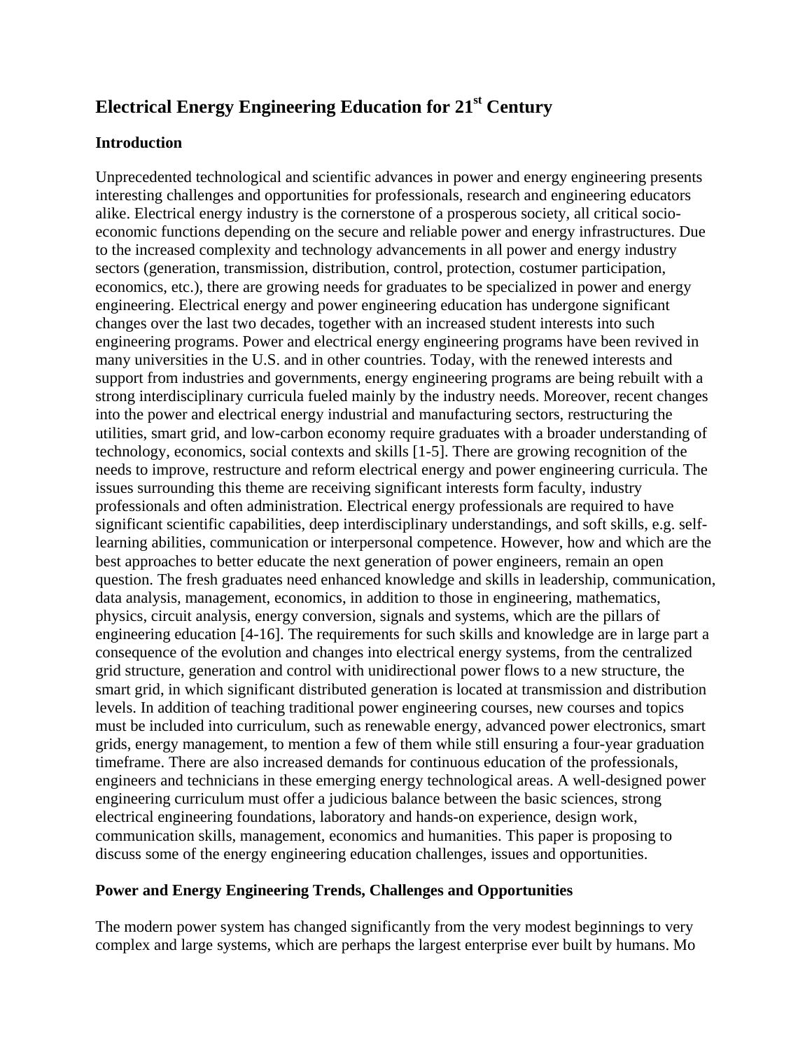# Electrical Energy Engineering Education for 21st Century

## Introduction

Unprecedented technological and scientific advances in power and energy engineering presents interesting challenges and opportunities for professionals, research and engineering educators alike. Electrical energy industry is the cornerstone of a prosperous society, all critical socio-economic functions depending on the secure and reliable power and energy infrastructures. Due to the increased complexity and technology advancements in all power and energy industry sectors (generation, transmission, distribution, control, protection, costumer participation, economics, etc.), there are growing needs for graduates to be specialized in power and energy engineering. Electrical energy and power engineering education has undergone significant changes over the last two decades, together with an increased student interests into such engineering programs. Power and electrical energy engineering programs have been revived in many universities in the U.S. and in other countries. Today, with the renewed interests and support from industries and governments, energy engineering programs are being rebuilt with a strong interdisciplinary curricula fueled mainly by the industry needs. Moreover, recent changes into the power and electrical energy industrial and manufacturing sectors, restructuring the utilities, smart grid, and low-carbon economy require graduates with a broader understanding of technology, economics, social contexts and skills [1-5]. There are growing recognition of the needs to improve, restructure and reform electrical energy and power engineering curricula. The issues surrounding this theme are receiving significant interests form faculty, industry professionals and often administration. Electrical energy professionals are required to have significant scientific capabilities, deep interdisciplinary understandings, and soft skills, e.g. self-learning abilities, communication or interpersonal competence. However, how and which are the best approaches to better educate the next generation of power engineers, remain an open question. The fresh graduates need enhanced knowledge and skills in leadership, communication, data analysis, management, economics, in addition to those in engineering, mathematics, physics, circuit analysis, energy conversion, signals and systems, which are the pillars of engineering education [4-16]. The requirements for such skills and knowledge are in large part a consequence of the evolution and changes into electrical energy systems, from the centralized grid structure, generation and control with unidirectional power flows to a new structure, the smart grid, in which significant distributed generation is located at transmission and distribution levels. In addition of teaching traditional power engineering courses, new courses and topics must be included into curriculum, such as renewable energy, advanced power electronics, smart grids, energy management, to mention a few of them while still ensuring a four-year graduation timeframe. There are also increased demands for continuous education of the professionals, engineers and technicians in these emerging energy technological areas. A well-designed power engineering curriculum must offer a judicious balance between the basic sciences, strong electrical engineering foundations, laboratory and hands-on experience, design work, communication skills, management, economics and humanities. This paper is proposing to discuss some of the energy engineering education challenges, issues and opportunities.

## Power and Energy Engineering Trends, Challenges and Opportunities

The modern power system has changed significantly from the very modest beginnings to very complex and large systems, which are perhaps the largest enterprise ever built by humans. Mo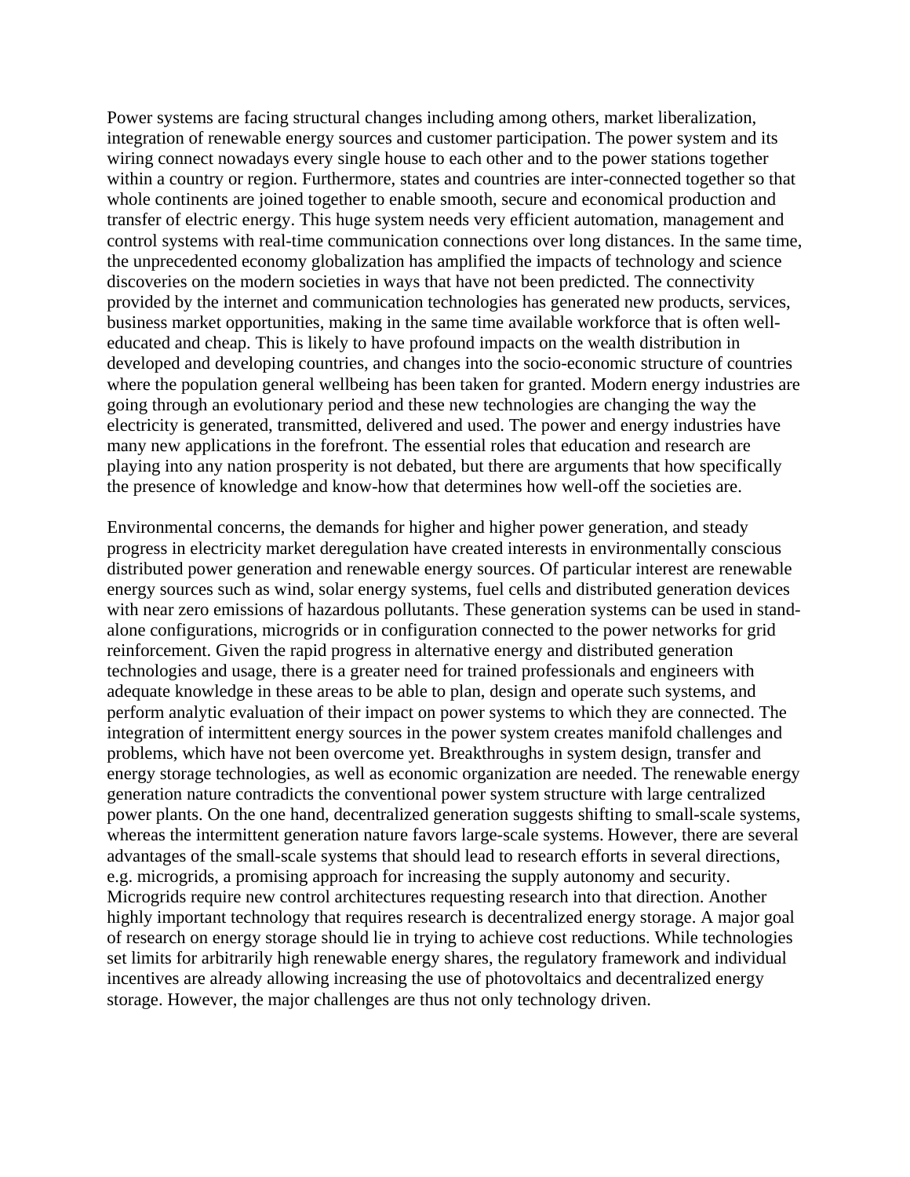Power systems are facing structural changes including among others, market liberalization, integration of renewable energy sources and customer participation. The power system and its wiring connect nowadays every single house to each other and to the power stations together within a country or region. Furthermore, states and countries are inter-connected together so that whole continents are joined together to enable smooth, secure and economical production and transfer of electric energy. This huge system needs very efficient automation, management and control systems with real-time communication connections over long distances. In the same time, the unprecedented economy globalization has amplified the impacts of technology and science discoveries on the modern societies in ways that have not been predicted. The connectivity provided by the internet and communication technologies has generated new products, services, business market opportunities, making in the same time available workforce that is often well-educated and cheap. This is likely to have profound impacts on the wealth distribution in developed and developing countries, and changes into the socio-economic structure of countries where the population general wellbeing has been taken for granted. Modern energy industries are going through an evolutionary period and these new technologies are changing the way the electricity is generated, transmitted, delivered and used. The power and energy industries have many new applications in the forefront. The essential roles that education and research are playing into any nation prosperity is not debated, but there are arguments that how specifically the presence of knowledge and know-how that determines how well-off the societies are.

Environmental concerns, the demands for higher and higher power generation, and steady progress in electricity market deregulation have created interests in environmentally conscious distributed power generation and renewable energy sources. Of particular interest are renewable energy sources such as wind, solar energy systems, fuel cells and distributed generation devices with near zero emissions of hazardous pollutants. These generation systems can be used in stand-alone configurations, microgrids or in configuration connected to the power networks for grid reinforcement. Given the rapid progress in alternative energy and distributed generation technologies and usage, there is a greater need for trained professionals and engineers with adequate knowledge in these areas to be able to plan, design and operate such systems, and perform analytic evaluation of their impact on power systems to which they are connected. The integration of intermittent energy sources in the power system creates manifold challenges and problems, which have not been overcome yet. Breakthroughs in system design, transfer and energy storage technologies, as well as economic organization are needed. The renewable energy generation nature contradicts the conventional power system structure with large centralized power plants. On the one hand, decentralized generation suggests shifting to small-scale systems, whereas the intermittent generation nature favors large-scale systems. However, there are several advantages of the small-scale systems that should lead to research efforts in several directions, e.g. microgrids, a promising approach for increasing the supply autonomy and security. Microgrids require new control architectures requesting research into that direction. Another highly important technology that requires research is decentralized energy storage. A major goal of research on energy storage should lie in trying to achieve cost reductions. While technologies set limits for arbitrarily high renewable energy shares, the regulatory framework and individual incentives are already allowing increasing the use of photovoltaics and decentralized energy storage. However, the major challenges are thus not only technology driven.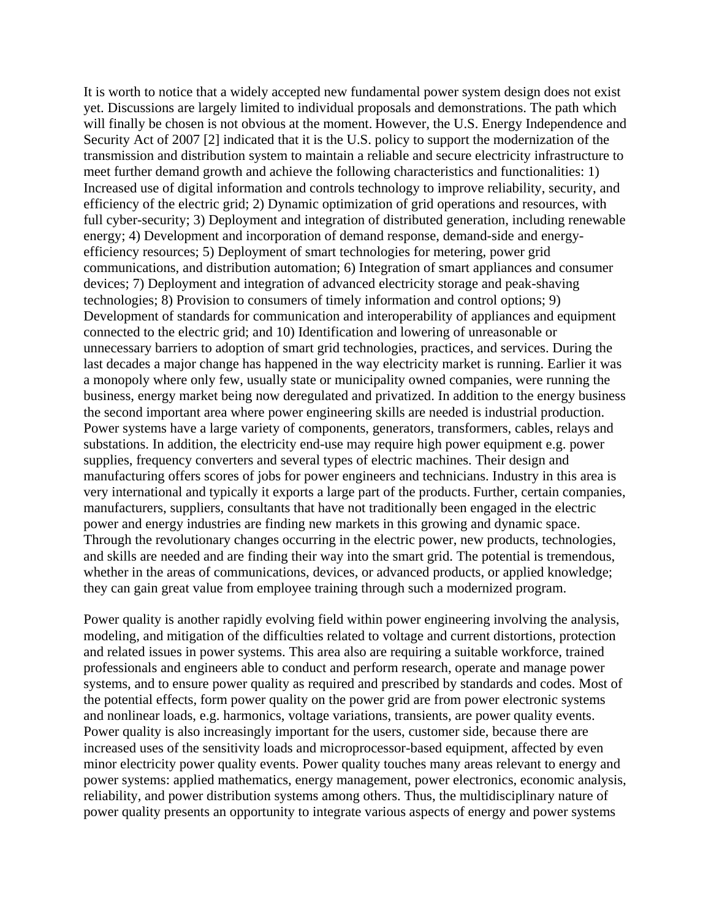It is worth to notice that a widely accepted new fundamental power system design does not exist yet. Discussions are largely limited to individual proposals and demonstrations. The path which will finally be chosen is not obvious at the moment. However, the U.S. Energy Independence and Security Act of 2007 [2] indicated that it is the U.S. policy to support the modernization of the transmission and distribution system to maintain a reliable and secure electricity infrastructure to meet further demand growth and achieve the following characteristics and functionalities: 1) Increased use of digital information and controls technology to improve reliability, security, and efficiency of the electric grid; 2) Dynamic optimization of grid operations and resources, with full cyber-security; 3) Deployment and integration of distributed generation, including renewable energy; 4) Development and incorporation of demand response, demand-side and energy-efficiency resources; 5) Deployment of smart technologies for metering, power grid communications, and distribution automation; 6) Integration of smart appliances and consumer devices; 7) Deployment and integration of advanced electricity storage and peak-shaving technologies; 8) Provision to consumers of timely information and control options; 9) Development of standards for communication and interoperability of appliances and equipment connected to the electric grid; and 10) Identification and lowering of unreasonable or unnecessary barriers to adoption of smart grid technologies, practices, and services. During the last decades a major change has happened in the way electricity market is running. Earlier it was a monopoly where only few, usually state or municipality owned companies, were running the business, energy market being now deregulated and privatized. In addition to the energy business the second important area where power engineering skills are needed is industrial production. Power systems have a large variety of components, generators, transformers, cables, relays and substations. In addition, the electricity end-use may require high power equipment e.g. power supplies, frequency converters and several types of electric machines. Their design and manufacturing offers scores of jobs for power engineers and technicians. Industry in this area is very international and typically it exports a large part of the products. Further, certain companies, manufacturers, suppliers, consultants that have not traditionally been engaged in the electric power and energy industries are finding new markets in this growing and dynamic space. Through the revolutionary changes occurring in the electric power, new products, technologies, and skills are needed and are finding their way into the smart grid. The potential is tremendous, whether in the areas of communications, devices, or advanced products, or applied knowledge; they can gain great value from employee training through such a modernized program.

Power quality is another rapidly evolving field within power engineering involving the analysis, modeling, and mitigation of the difficulties related to voltage and current distortions, protection and related issues in power systems. This area also are requiring a suitable workforce, trained professionals and engineers able to conduct and perform research, operate and manage power systems, and to ensure power quality as required and prescribed by standards and codes. Most of the potential effects, form power quality on the power grid are from power electronic systems and nonlinear loads, e.g. harmonics, voltage variations, transients, are power quality events. Power quality is also increasingly important for the users, customer side, because there are increased uses of the sensitivity loads and microprocessor-based equipment, affected by even minor electricity power quality events. Power quality touches many areas relevant to energy and power systems: applied mathematics, energy management, power electronics, economic analysis, reliability, and power distribution systems among others. Thus, the multidisciplinary nature of power quality presents an opportunity to integrate various aspects of energy and power systems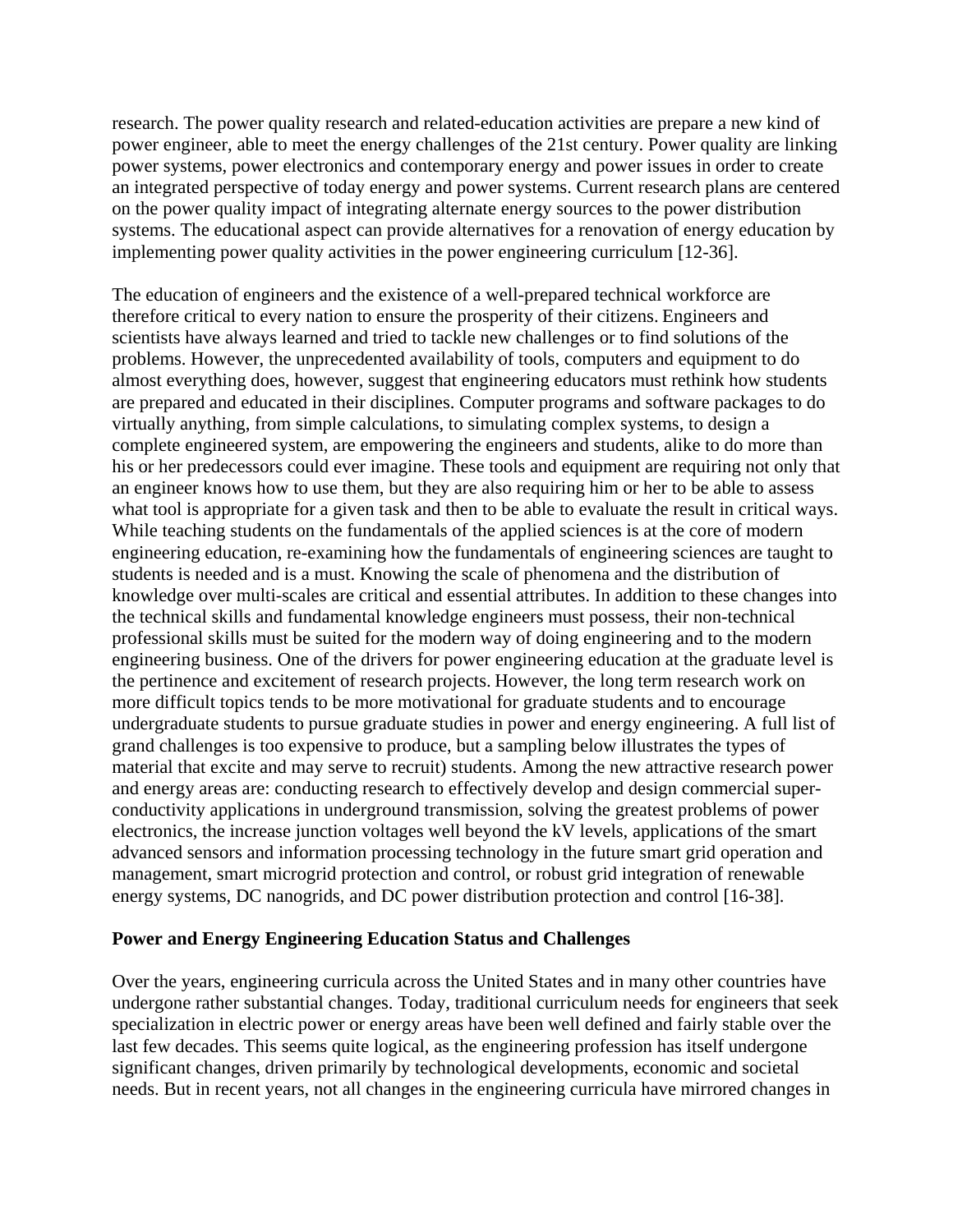research. The power quality research and related-education activities are prepare a new kind of power engineer, able to meet the energy challenges of the 21st century. Power quality are linking power systems, power electronics and contemporary energy and power issues in order to create an integrated perspective of today energy and power systems. Current research plans are centered on the power quality impact of integrating alternate energy sources to the power distribution systems. The educational aspect can provide alternatives for a renovation of energy education by implementing power quality activities in the power engineering curriculum [12-36].

The education of engineers and the existence of a well-prepared technical workforce are therefore critical to every nation to ensure the prosperity of their citizens. Engineers and scientists have always learned and tried to tackle new challenges or to find solutions of the problems. However, the unprecedented availability of tools, computers and equipment to do almost everything does, however, suggest that engineering educators must rethink how students are prepared and educated in their disciplines. Computer programs and software packages to do virtually anything, from simple calculations, to simulating complex systems, to design a complete engineered system, are empowering the engineers and students, alike to do more than his or her predecessors could ever imagine. These tools and equipment are requiring not only that an engineer knows how to use them, but they are also requiring him or her to be able to assess what tool is appropriate for a given task and then to be able to evaluate the result in critical ways. While teaching students on the fundamentals of the applied sciences is at the core of modern engineering education, re-examining how the fundamentals of engineering sciences are taught to students is needed and is a must. Knowing the scale of phenomena and the distribution of knowledge over multi-scales are critical and essential attributes. In addition to these changes into the technical skills and fundamental knowledge engineers must possess, their non-technical professional skills must be suited for the modern way of doing engineering and to the modern engineering business. One of the drivers for power engineering education at the graduate level is the pertinence and excitement of research projects. However, the long term research work on more difficult topics tends to be more motivational for graduate students and to encourage undergraduate students to pursue graduate studies in power and energy engineering. A full list of grand challenges is too expensive to produce, but a sampling below illustrates the types of material that excite and may serve to recruit) students. Among the new attractive research power and energy areas are: conducting research to effectively develop and design commercial super-conductivity applications in underground transmission, solving the greatest problems of power electronics, the increase junction voltages well beyond the kV levels, applications of the smart advanced sensors and information processing technology in the future smart grid operation and management, smart microgrid protection and control, or robust grid integration of renewable energy systems, DC nanogrids, and DC power distribution protection and control [16-38].

**Power and Energy Engineering Education Status and Challenges**

Over the years, engineering curricula across the United States and in many other countries have undergone rather substantial changes. Today, traditional curriculum needs for engineers that seek specialization in electric power or energy areas have been well defined and fairly stable over the last few decades. This seems quite logical, as the engineering profession has itself undergone significant changes, driven primarily by technological developments, economic and societal needs. But in recent years, not all changes in the engineering curricula have mirrored changes in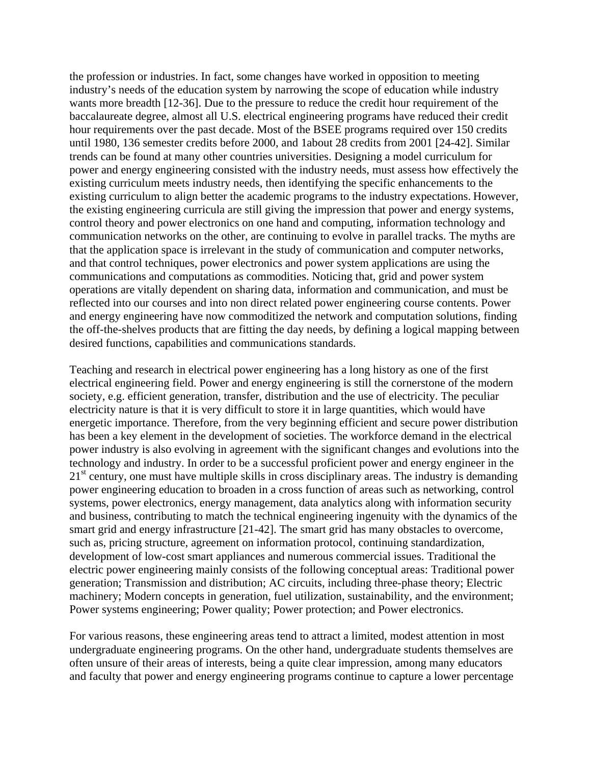the profession or industries. In fact, some changes have worked in opposition to meeting industry's needs of the education system by narrowing the scope of education while industry wants more breadth [12-36]. Due to the pressure to reduce the credit hour requirement of the baccalaureate degree, almost all U.S. electrical engineering programs have reduced their credit hour requirements over the past decade. Most of the BSEE programs required over 150 credits until 1980, 136 semester credits before 2000, and 1about 28 credits from 2001 [24-42]. Similar trends can be found at many other countries universities. Designing a model curriculum for power and energy engineering consisted with the industry needs, must assess how effectively the existing curriculum meets industry needs, then identifying the specific enhancements to the existing curriculum to align better the academic programs to the industry expectations. However, the existing engineering curricula are still giving the impression that power and energy systems, control theory and power electronics on one hand and computing, information technology and communication networks on the other, are continuing to evolve in parallel tracks. The myths are that the application space is irrelevant in the study of communication and computer networks, and that control techniques, power electronics and power system applications are using the communications and computations as commodities. Noticing that, grid and power system operations are vitally dependent on sharing data, information and communication, and must be reflected into our courses and into non direct related power engineering course contents. Power and energy engineering have now commoditized the network and computation solutions, finding the off-the-shelves products that are fitting the day needs, by defining a logical mapping between desired functions, capabilities and communications standards.

Teaching and research in electrical power engineering has a long history as one of the first electrical engineering field. Power and energy engineering is still the cornerstone of the modern society, e.g. efficient generation, transfer, distribution and the use of electricity. The peculiar electricity nature is that it is very difficult to store it in large quantities, which would have energetic importance. Therefore, from the very beginning efficient and secure power distribution has been a key element in the development of societies. The workforce demand in the electrical power industry is also evolving in agreement with the significant changes and evolutions into the technology and industry. In order to be a successful proficient power and energy engineer in the 21st century, one must have multiple skills in cross disciplinary areas. The industry is demanding power engineering education to broaden in a cross function of areas such as networking, control systems, power electronics, energy management, data analytics along with information security and business, contributing to match the technical engineering ingenuity with the dynamics of the smart grid and energy infrastructure [21-42]. The smart grid has many obstacles to overcome, such as, pricing structure, agreement on information protocol, continuing standardization, development of low-cost smart appliances and numerous commercial issues. Traditional the electric power engineering mainly consists of the following conceptual areas: Traditional power generation; Transmission and distribution; AC circuits, including three-phase theory; Electric machinery; Modern concepts in generation, fuel utilization, sustainability, and the environment; Power systems engineering; Power quality; Power protection; and Power electronics.

For various reasons, these engineering areas tend to attract a limited, modest attention in most undergraduate engineering programs. On the other hand, undergraduate students themselves are often unsure of their areas of interests, being a quite clear impression, among many educators and faculty that power and energy engineering programs continue to capture a lower percentage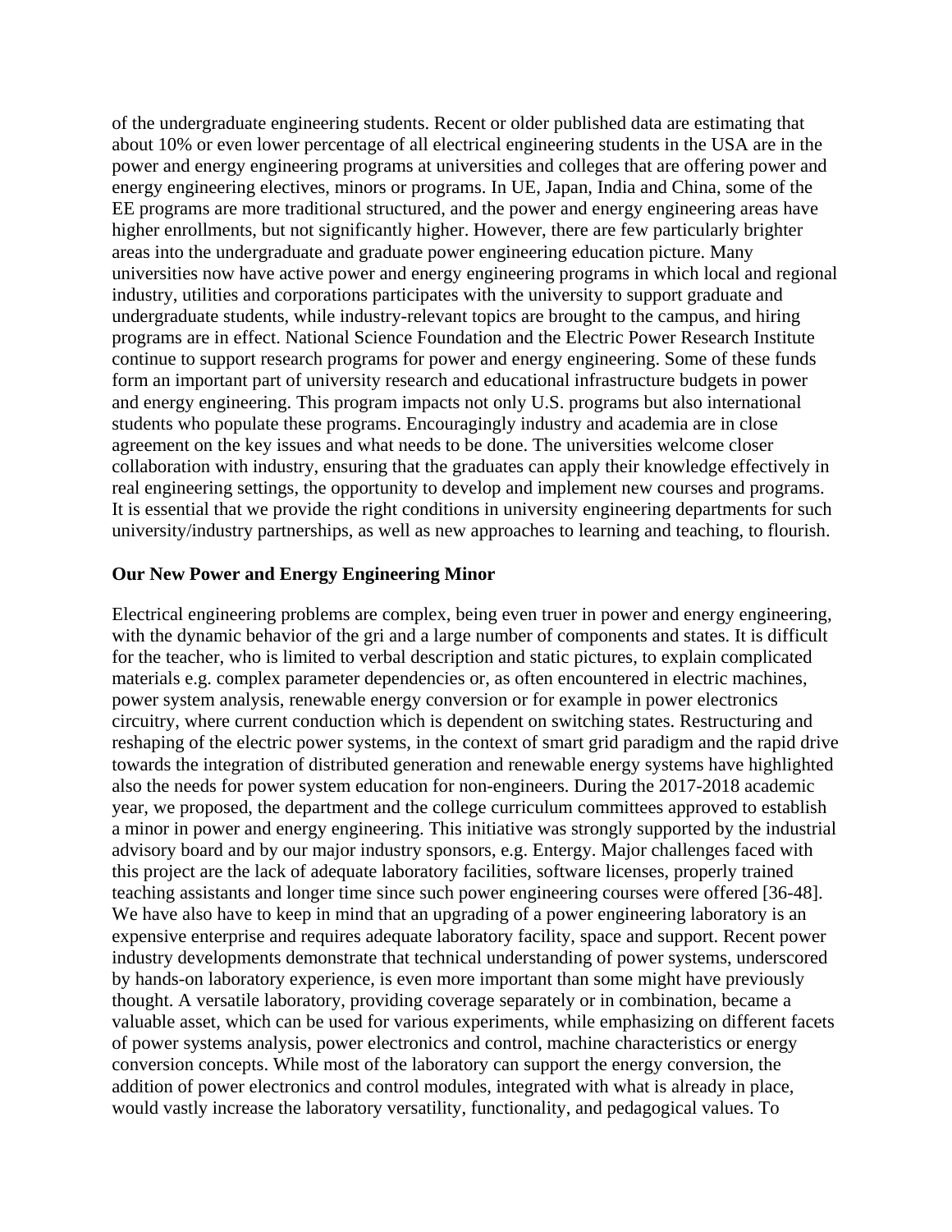of the undergraduate engineering students. Recent or older published data are estimating that about 10% or even lower percentage of all electrical engineering students in the USA are in the power and energy engineering programs at universities and colleges that are offering power and energy engineering electives, minors or programs. In UE, Japan, India and China, some of the EE programs are more traditional structured, and the power and energy engineering areas have higher enrollments, but not significantly higher. However, there are few particularly brighter areas into the undergraduate and graduate power engineering education picture. Many universities now have active power and energy engineering programs in which local and regional industry, utilities and corporations participates with the university to support graduate and undergraduate students, while industry-relevant topics are brought to the campus, and hiring programs are in effect. National Science Foundation and the Electric Power Research Institute continue to support research programs for power and energy engineering. Some of these funds form an important part of university research and educational infrastructure budgets in power and energy engineering. This program impacts not only U.S. programs but also international students who populate these programs. Encouragingly industry and academia are in close agreement on the key issues and what needs to be done. The universities welcome closer collaboration with industry, ensuring that the graduates can apply their knowledge effectively in real engineering settings, the opportunity to develop and implement new courses and programs. It is essential that we provide the right conditions in university engineering departments for such university/industry partnerships, as well as new approaches to learning and teaching, to flourish.

**Our New Power and Energy Engineering Minor**

Electrical engineering problems are complex, being even truer in power and energy engineering, with the dynamic behavior of the gri and a large number of components and states. It is difficult for the teacher, who is limited to verbal description and static pictures, to explain complicated materials e.g. complex parameter dependencies or, as often encountered in electric machines, power system analysis, renewable energy conversion or for example in power electronics circuitry, where current conduction which is dependent on switching states. Restructuring and reshaping of the electric power systems, in the context of smart grid paradigm and the rapid drive towards the integration of distributed generation and renewable energy systems have highlighted also the needs for power system education for non-engineers. During the 2017-2018 academic year, we proposed, the department and the college curriculum committees approved to establish a minor in power and energy engineering. This initiative was strongly supported by the industrial advisory board and by our major industry sponsors, e.g. Entergy. Major challenges faced with this project are the lack of adequate laboratory facilities, software licenses, properly trained teaching assistants and longer time since such power engineering courses were offered [36-48]. We have also have to keep in mind that an upgrading of a power engineering laboratory is an expensive enterprise and requires adequate laboratory facility, space and support. Recent power industry developments demonstrate that technical understanding of power systems, underscored by hands-on laboratory experience, is even more important than some might have previously thought. A versatile laboratory, providing coverage separately or in combination, became a valuable asset, which can be used for various experiments, while emphasizing on different facets of power systems analysis, power electronics and control, machine characteristics or energy conversion concepts. While most of the laboratory can support the energy conversion, the addition of power electronics and control modules, integrated with what is already in place, would vastly increase the laboratory versatility, functionality, and pedagogical values. To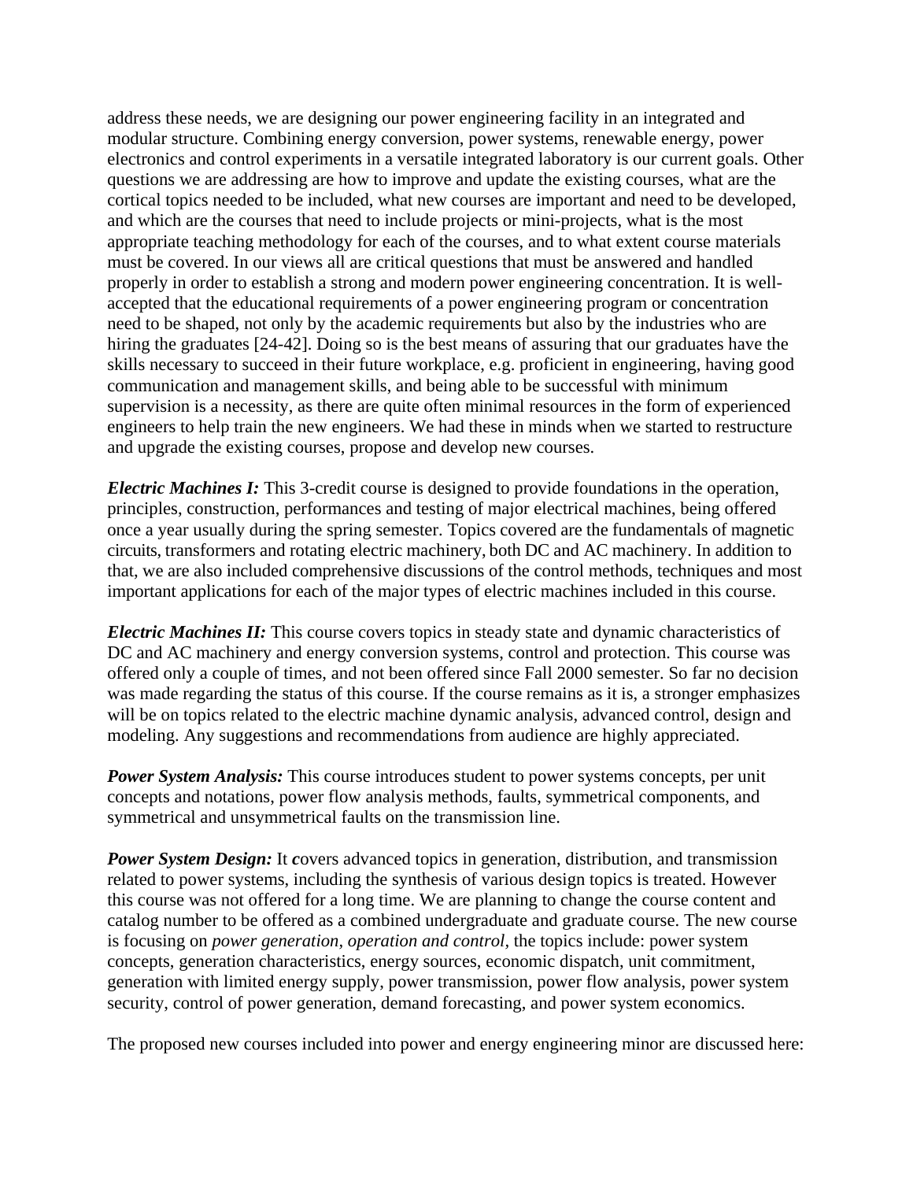address these needs, we are designing our power engineering facility in an integrated and modular structure. Combining energy conversion, power systems, renewable energy, power electronics and control experiments in a versatile integrated laboratory is our current goals. Other questions we are addressing are how to improve and update the existing courses, what are the cortical topics needed to be included, what new courses are important and need to be developed, and which are the courses that need to include projects or mini-projects, what is the most appropriate teaching methodology for each of the courses, and to what extent course materials must be covered. In our views all are critical questions that must be answered and handled properly in order to establish a strong and modern power engineering concentration. It is well-accepted that the educational requirements of a power engineering program or concentration need to be shaped, not only by the academic requirements but also by the industries who are hiring the graduates [24-42]. Doing so is the best means of assuring that our graduates have the skills necessary to succeed in their future workplace, e.g. proficient in engineering, having good communication and management skills, and being able to be successful with minimum supervision is a necessity, as there are quite often minimal resources in the form of experienced engineers to help train the new engineers. We had these in minds when we started to restructure and upgrade the existing courses, propose and develop new courses.

***Electric Machines I:*** This 3-credit course is designed to provide foundations in the operation, principles, construction, performances and testing of major electrical machines, being offered once a year usually during the spring semester. Topics covered are the fundamentals of magnetic circuits, transformers and rotating electric machinery, both DC and AC machinery. In addition to that, we are also included comprehensive discussions of the control methods, techniques and most important applications for each of the major types of electric machines included in this course.

***Electric Machines II:*** This course covers topics in steady state and dynamic characteristics of DC and AC machinery and energy conversion systems, control and protection. This course was offered only a couple of times, and not been offered since Fall 2000 semester. So far no decision was made regarding the status of this course. If the course remains as it is, a stronger emphasizes will be on topics related to the electric machine dynamic analysis, advanced control, design and modeling. Any suggestions and recommendations from audience are highly appreciated.

***Power System Analysis:*** This course introduces student to power systems concepts, per unit concepts and notations, power flow analysis methods, faults, symmetrical components, and symmetrical and unsymmetrical faults on the transmission line.

***Power System Design:*** It ***c***overs advanced topics in generation, distribution, and transmission related to power systems, including the synthesis of various design topics is treated. However this course was not offered for a long time. We are planning to change the course content and catalog number to be offered as a combined undergraduate and graduate course. The new course is focusing on *power generation, operation and control*, the topics include: power system concepts, generation characteristics, energy sources, economic dispatch, unit commitment, generation with limited energy supply, power transmission, power flow analysis, power system security, control of power generation, demand forecasting, and power system economics.

The proposed new courses included into power and energy engineering minor are discussed here: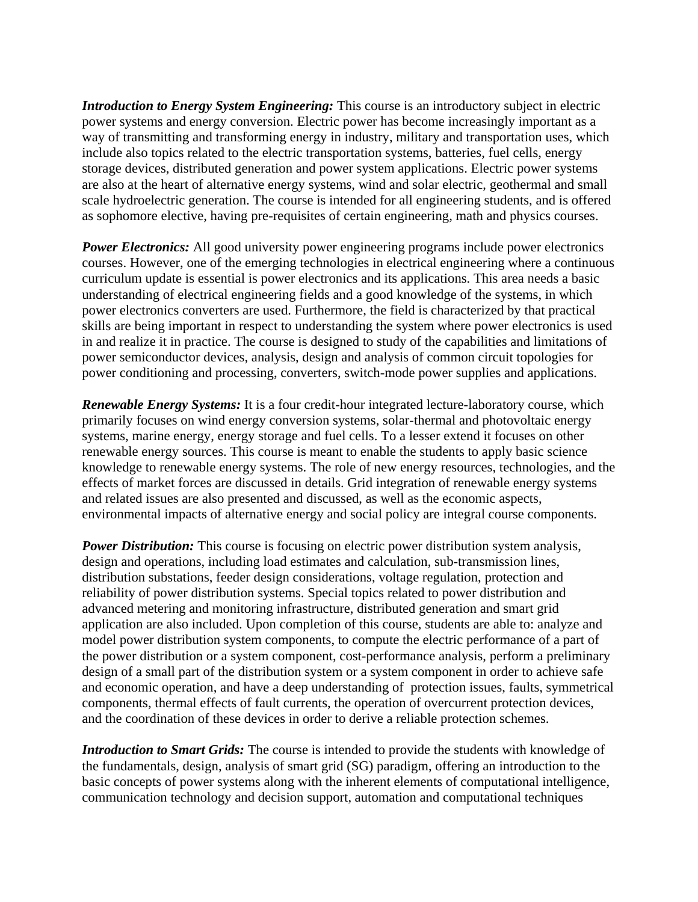***Introduction to Energy System Engineering:*** This course is an introductory subject in electric power systems and energy conversion. Electric power has become increasingly important as a way of transmitting and transforming energy in industry, military and transportation uses, which include also topics related to the electric transportation systems, batteries, fuel cells, energy storage devices, distributed generation and power system applications. Electric power systems are also at the heart of alternative energy systems, wind and solar electric, geothermal and small scale hydroelectric generation. The course is intended for all engineering students, and is offered as sophomore elective, having pre-requisites of certain engineering, math and physics courses.

***Power Electronics:*** All good university power engineering programs include power electronics courses. However, one of the emerging technologies in electrical engineering where a continuous curriculum update is essential is power electronics and its applications. This area needs a basic understanding of electrical engineering fields and a good knowledge of the systems, in which power electronics converters are used. Furthermore, the field is characterized by that practical skills are being important in respect to understanding the system where power electronics is used in and realize it in practice. The course is designed to study of the capabilities and limitations of power semiconductor devices, analysis, design and analysis of common circuit topologies for power conditioning and processing, converters, switch-mode power supplies and applications.

***Renewable Energy Systems:*** It is a four credit-hour integrated lecture-laboratory course, which primarily focuses on wind energy conversion systems, solar-thermal and photovoltaic energy systems, marine energy, energy storage and fuel cells. To a lesser extend it focuses on other renewable energy sources. This course is meant to enable the students to apply basic science knowledge to renewable energy systems. The role of new energy resources, technologies, and the effects of market forces are discussed in details. Grid integration of renewable energy systems and related issues are also presented and discussed, as well as the economic aspects, environmental impacts of alternative energy and social policy are integral course components.

***Power Distribution:*** This course is focusing on electric power distribution system analysis, design and operations, including load estimates and calculation, sub-transmission lines, distribution substations, feeder design considerations, voltage regulation, protection and reliability of power distribution systems. Special topics related to power distribution and advanced metering and monitoring infrastructure, distributed generation and smart grid application are also included. Upon completion of this course, students are able to: analyze and model power distribution system components, to compute the electric performance of a part of the power distribution or a system component, cost-performance analysis, perform a preliminary design of a small part of the distribution system or a system component in order to achieve safe and economic operation, and have a deep understanding of protection issues, faults, symmetrical components, thermal effects of fault currents, the operation of overcurrent protection devices, and the coordination of these devices in order to derive a reliable protection schemes.

***Introduction to Smart Grids:*** The course is intended to provide the students with knowledge of the fundamentals, design, analysis of smart grid (SG) paradigm, offering an introduction to the basic concepts of power systems along with the inherent elements of computational intelligence, communication technology and decision support, automation and computational techniques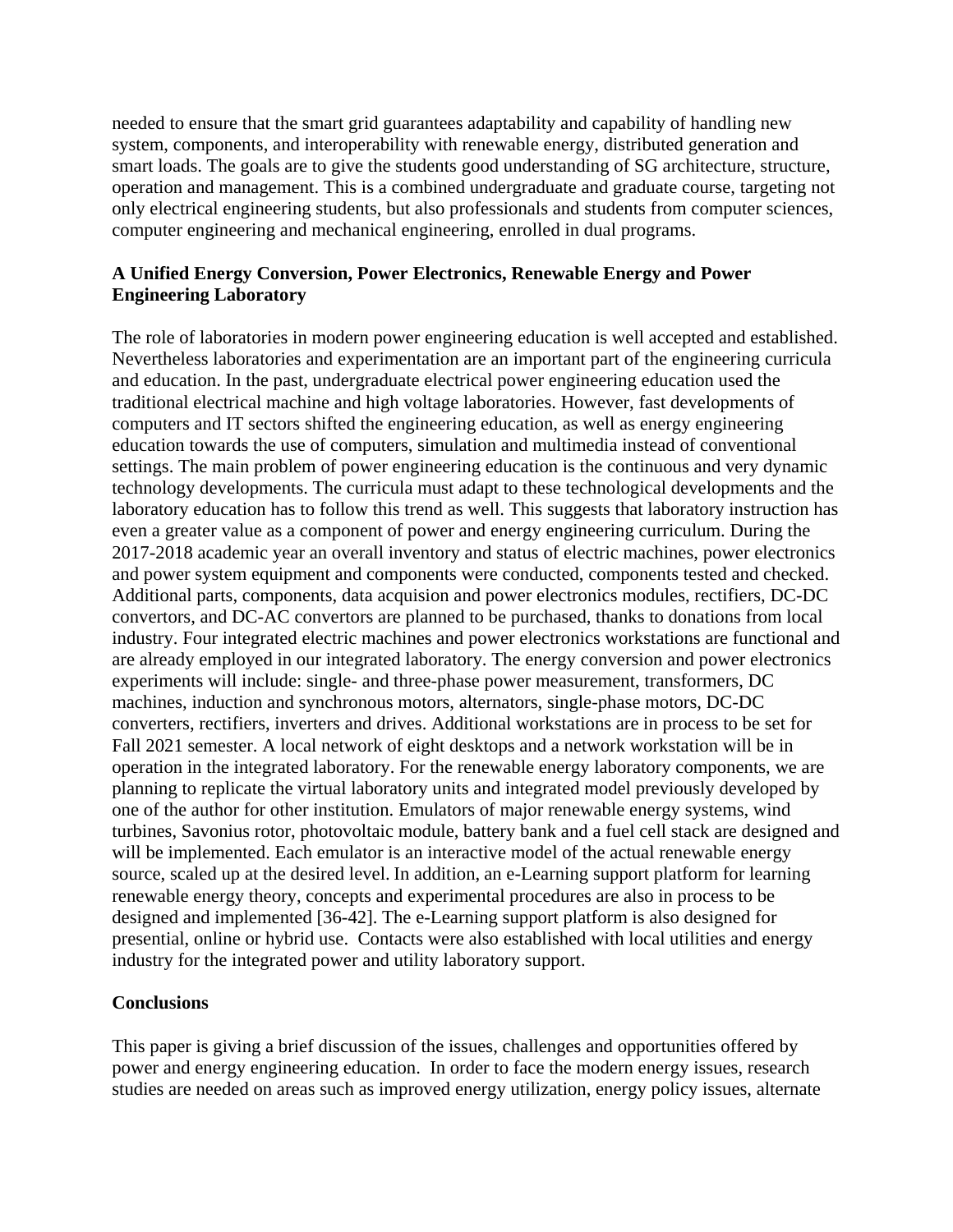needed to ensure that the smart grid guarantees adaptability and capability of handling new system, components, and interoperability with renewable energy, distributed generation and smart loads. The goals are to give the students good understanding of SG architecture, structure, operation and management. This is a combined undergraduate and graduate course, targeting not only electrical engineering students, but also professionals and students from computer sciences, computer engineering and mechanical engineering, enrolled in dual programs.

**A Unified Energy Conversion, Power Electronics, Renewable Energy and Power Engineering Laboratory**

The role of laboratories in modern power engineering education is well accepted and established. Nevertheless laboratories and experimentation are an important part of the engineering curricula and education. In the past, undergraduate electrical power engineering education used the traditional electrical machine and high voltage laboratories. However, fast developments of computers and IT sectors shifted the engineering education, as well as energy engineering education towards the use of computers, simulation and multimedia instead of conventional settings. The main problem of power engineering education is the continuous and very dynamic technology developments. The curricula must adapt to these technological developments and the laboratory education has to follow this trend as well. This suggests that laboratory instruction has even a greater value as a component of power and energy engineering curriculum. During the 2017-2018 academic year an overall inventory and status of electric machines, power electronics and power system equipment and components were conducted, components tested and checked. Additional parts, components, data acquision and power electronics modules, rectifiers, DC-DC convertors, and DC-AC convertors are planned to be purchased, thanks to donations from local industry. Four integrated electric machines and power electronics workstations are functional and are already employed in our integrated laboratory. The energy conversion and power electronics experiments will include: single- and three-phase power measurement, transformers, DC machines, induction and synchronous motors, alternators, single-phase motors, DC-DC converters, rectifiers, inverters and drives. Additional workstations are in process to be set for Fall 2021 semester. A local network of eight desktops and a network workstation will be in operation in the integrated laboratory. For the renewable energy laboratory components, we are planning to replicate the virtual laboratory units and integrated model previously developed by one of the author for other institution. Emulators of major renewable energy systems, wind turbines, Savonius rotor, photovoltaic module, battery bank and a fuel cell stack are designed and will be implemented. Each emulator is an interactive model of the actual renewable energy source, scaled up at the desired level. In addition, an e-Learning support platform for learning renewable energy theory, concepts and experimental procedures are also in process to be designed and implemented [36-42]. The e-Learning support platform is also designed for presential, online or hybrid use. Contacts were also established with local utilities and energy industry for the integrated power and utility laboratory support.

**Conclusions**

This paper is giving a brief discussion of the issues, challenges and opportunities offered by power and energy engineering education. In order to face the modern energy issues, research studies are needed on areas such as improved energy utilization, energy policy issues, alternate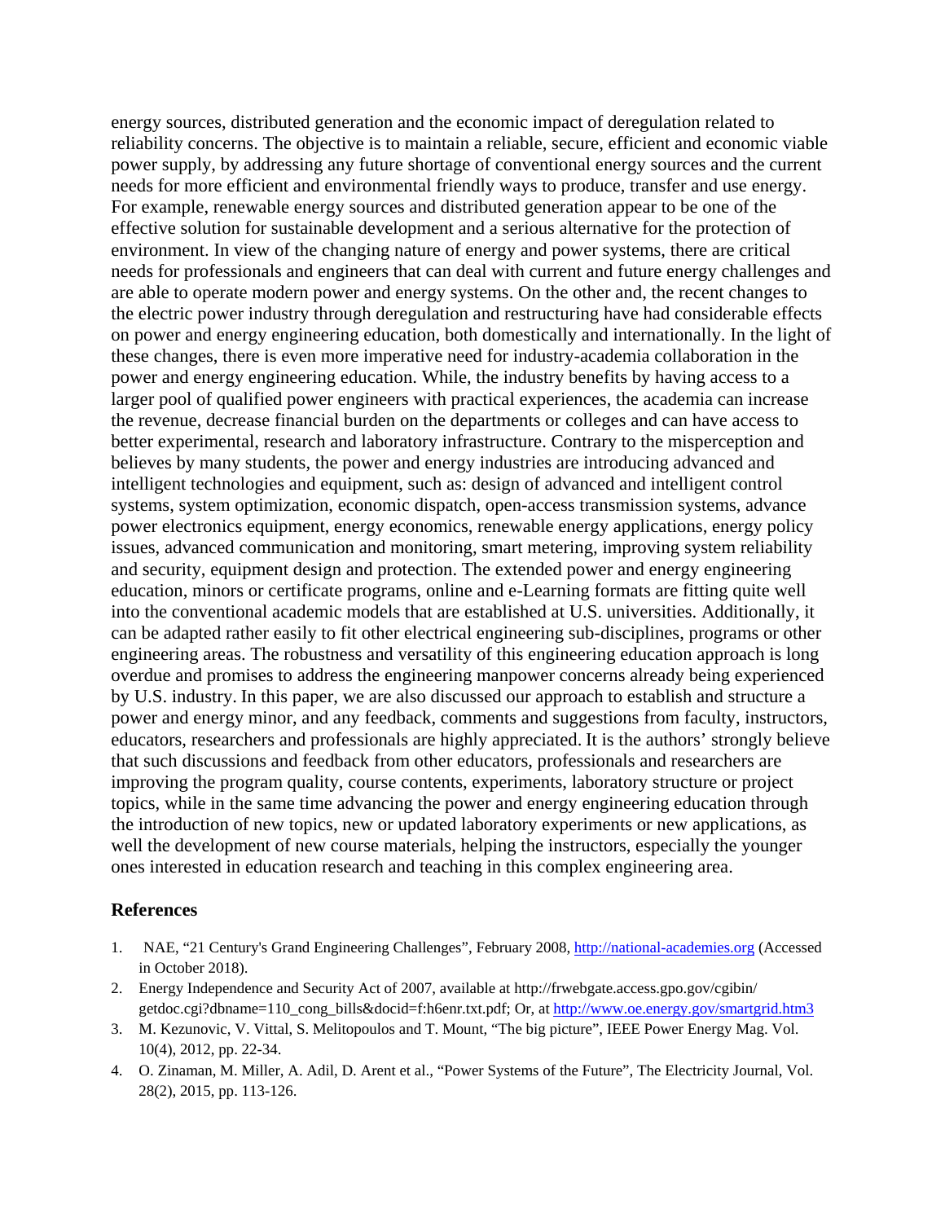energy sources, distributed generation and the economic impact of deregulation related to reliability concerns. The objective is to maintain a reliable, secure, efficient and economic viable power supply, by addressing any future shortage of conventional energy sources and the current needs for more efficient and environmental friendly ways to produce, transfer and use energy. For example, renewable energy sources and distributed generation appear to be one of the effective solution for sustainable development and a serious alternative for the protection of environment. In view of the changing nature of energy and power systems, there are critical needs for professionals and engineers that can deal with current and future energy challenges and are able to operate modern power and energy systems. On the other and, the recent changes to the electric power industry through deregulation and restructuring have had considerable effects on power and energy engineering education, both domestically and internationally. In the light of these changes, there is even more imperative need for industry-academia collaboration in the power and energy engineering education. While, the industry benefits by having access to a larger pool of qualified power engineers with practical experiences, the academia can increase the revenue, decrease financial burden on the departments or colleges and can have access to better experimental, research and laboratory infrastructure. Contrary to the misperception and believes by many students, the power and energy industries are introducing advanced and intelligent technologies and equipment, such as: design of advanced and intelligent control systems, system optimization, economic dispatch, open-access transmission systems, advance power electronics equipment, energy economics, renewable energy applications, energy policy issues, advanced communication and monitoring, smart metering, improving system reliability and security, equipment design and protection. The extended power and energy engineering education, minors or certificate programs, online and e-Learning formats are fitting quite well into the conventional academic models that are established at U.S. universities. Additionally, it can be adapted rather easily to fit other electrical engineering sub-disciplines, programs or other engineering areas. The robustness and versatility of this engineering education approach is long overdue and promises to address the engineering manpower concerns already being experienced by U.S. industry. In this paper, we are also discussed our approach to establish and structure a power and energy minor, and any feedback, comments and suggestions from faculty, instructors, educators, researchers and professionals are highly appreciated. It is the authors' strongly believe that such discussions and feedback from other educators, professionals and researchers are improving the program quality, course contents, experiments, laboratory structure or project topics, while in the same time advancing the power and energy engineering education through the introduction of new topics, new or updated laboratory experiments or new applications, as well the development of new course materials, helping the instructors, especially the younger ones interested in education research and teaching in this complex engineering area.

## References

1. NAE, "21 Century's Grand Engineering Challenges", February 2008, http://national-academies.org (Accessed in October 2018).
2. Energy Independence and Security Act of 2007, available at http://frwebgate.access.gpo.gov/cgibin/getdoc.cgi?dbname=110_cong_bills&docid=f:h6enr.txt.pdf; Or, at http://www.oe.energy.gov/smartgrid.htm3
3. M. Kezunovic, V. Vittal, S. Melitopoulos and T. Mount, "The big picture", IEEE Power Energy Mag. Vol. 10(4), 2012, pp. 22-34.
4. O. Zinaman, M. Miller, A. Adil, D. Arent et al., "Power Systems of the Future", The Electricity Journal, Vol. 28(2), 2015, pp. 113-126.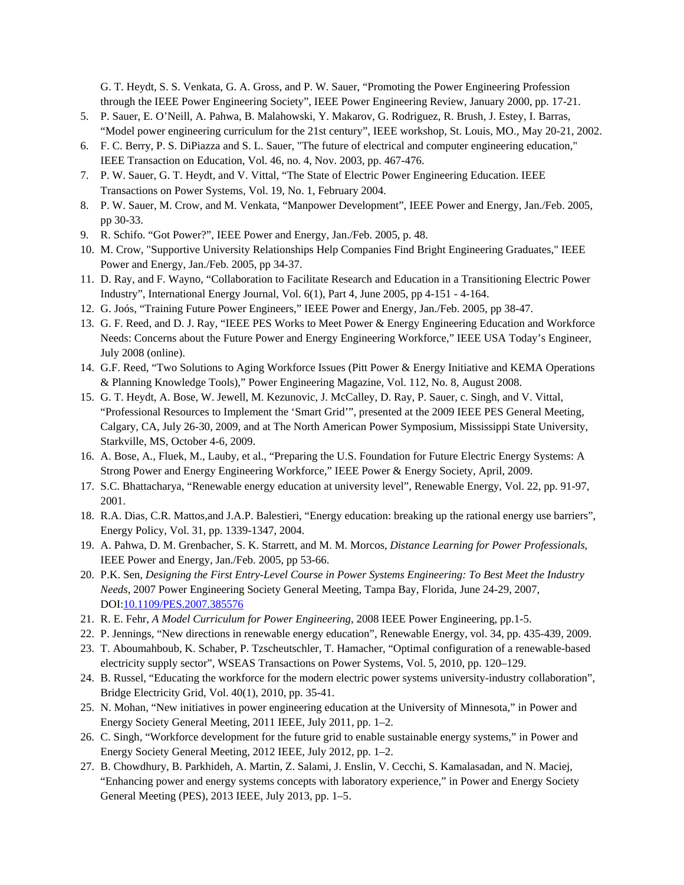G. T. Heydt, S. S. Venkata, G. A. Gross, and P. W. Sauer, “Promoting the Power Engineering Profession through the IEEE Power Engineering Society”, IEEE Power Engineering Review, January 2000, pp. 17-21.

5. P. Sauer, E. O’Neill, A. Pahwa, B. Malahowski, Y. Makarov, G. Rodriguez, R. Brush, J. Estey, I. Barras, “Model power engineering curriculum for the 21st century”, IEEE workshop, St. Louis, MO., May 20-21, 2002.
6. F. C. Berry, P. S. DiPiazza and S. L. Sauer, "The future of electrical and computer engineering education," IEEE Transaction on Education, Vol. 46, no. 4, Nov. 2003, pp. 467-476.
7. P. W. Sauer, G. T. Heydt, and V. Vittal, “The State of Electric Power Engineering Education. IEEE Transactions on Power Systems, Vol. 19, No. 1, February 2004.
8. P. W. Sauer, M. Crow, and M. Venkata, “Manpower Development”, IEEE Power and Energy, Jan./Feb. 2005, pp 30-33.
9. R. Schifo. “Got Power?”, IEEE Power and Energy, Jan./Feb. 2005, p. 48.
10. M. Crow, "Supportive University Relationships Help Companies Find Bright Engineering Graduates," IEEE Power and Energy, Jan./Feb. 2005, pp 34-37.
11. D. Ray, and F. Wayno, “Collaboration to Facilitate Research and Education in a Transitioning Electric Power Industry”, International Energy Journal, Vol. 6(1), Part 4, June 2005, pp 4-151 - 4-164.
12. G. Joós, “Training Future Power Engineers,” IEEE Power and Energy, Jan./Feb. 2005, pp 38-47.
13. G. F. Reed, and D. J. Ray, “IEEE PES Works to Meet Power & Energy Engineering Education and Workforce Needs: Concerns about the Future Power and Energy Engineering Workforce,” IEEE USA Today’s Engineer, July 2008 (online).
14. G.F. Reed, “Two Solutions to Aging Workforce Issues (Pitt Power & Energy Initiative and KEMA Operations & Planning Knowledge Tools),” Power Engineering Magazine, Vol. 112, No. 8, August 2008.
15. G. T. Heydt, A. Bose, W. Jewell, M. Kezunovic, J. McCalley, D. Ray, P. Sauer, c. Singh, and V. Vittal, “Professional Resources to Implement the ‘Smart Grid’”, presented at the 2009 IEEE PES General Meeting, Calgary, CA, July 26-30, 2009, and at The North American Power Symposium, Mississippi State University, Starkville, MS, October 4-6, 2009.
16. A. Bose, A., Fluek, M., Lauby, et al., “Preparing the U.S. Foundation for Future Electric Energy Systems: A Strong Power and Energy Engineering Workforce,” IEEE Power & Energy Society, April, 2009.
17. S.C. Bhattacharya, “Renewable energy education at university level”, Renewable Energy, Vol. 22, pp. 91-97, 2001.
18. R.A. Dias, C.R. Mattos,and J.A.P. Balestieri, “Energy education: breaking up the rational energy use barriers”, Energy Policy, Vol. 31, pp. 1339-1347, 2004.
19. A. Pahwa, D. M. Grenbacher, S. K. Starrett, and M. M. Morcos, *Distance Learning for Power Professionals*, IEEE Power and Energy, Jan./Feb. 2005, pp 53-66.
20. P.K. Sen, *Designing the First Entry-Level Course in Power Systems Engineering: To Best Meet the Industry Needs*, 2007 Power Engineering Society General Meeting, Tampa Bay, Florida, June 24-29, 2007, DOI:10.1109/PES.2007.385576
21. R. E. Fehr, *A Model Curriculum for Power Engineering*, 2008 IEEE Power Engineering, pp.1-5.
22. P. Jennings, “New directions in renewable energy education”, Renewable Energy, vol. 34, pp. 435-439, 2009.
23. T. Aboumahboub, K. Schaber, P. Tzscheutschler, T. Hamacher, “Optimal configuration of a renewable-based electricity supply sector”, WSEAS Transactions on Power Systems, Vol. 5, 2010, pp. 120–129.
24. B. Russel, “Educating the workforce for the modern electric power systems university-industry collaboration”, Bridge Electricity Grid, Vol. 40(1), 2010, pp. 35-41.
25. N. Mohan, “New initiatives in power engineering education at the University of Minnesota,” in Power and Energy Society General Meeting, 2011 IEEE, July 2011, pp. 1–2.
26. C. Singh, “Workforce development for the future grid to enable sustainable energy systems,” in Power and Energy Society General Meeting, 2012 IEEE, July 2012, pp. 1–2.
27. B. Chowdhury, B. Parkhideh, A. Martin, Z. Salami, J. Enslin, V. Cecchi, S. Kamalasadan, and N. Maciej, “Enhancing power and energy systems concepts with laboratory experience,” in Power and Energy Society General Meeting (PES), 2013 IEEE, July 2013, pp. 1–5.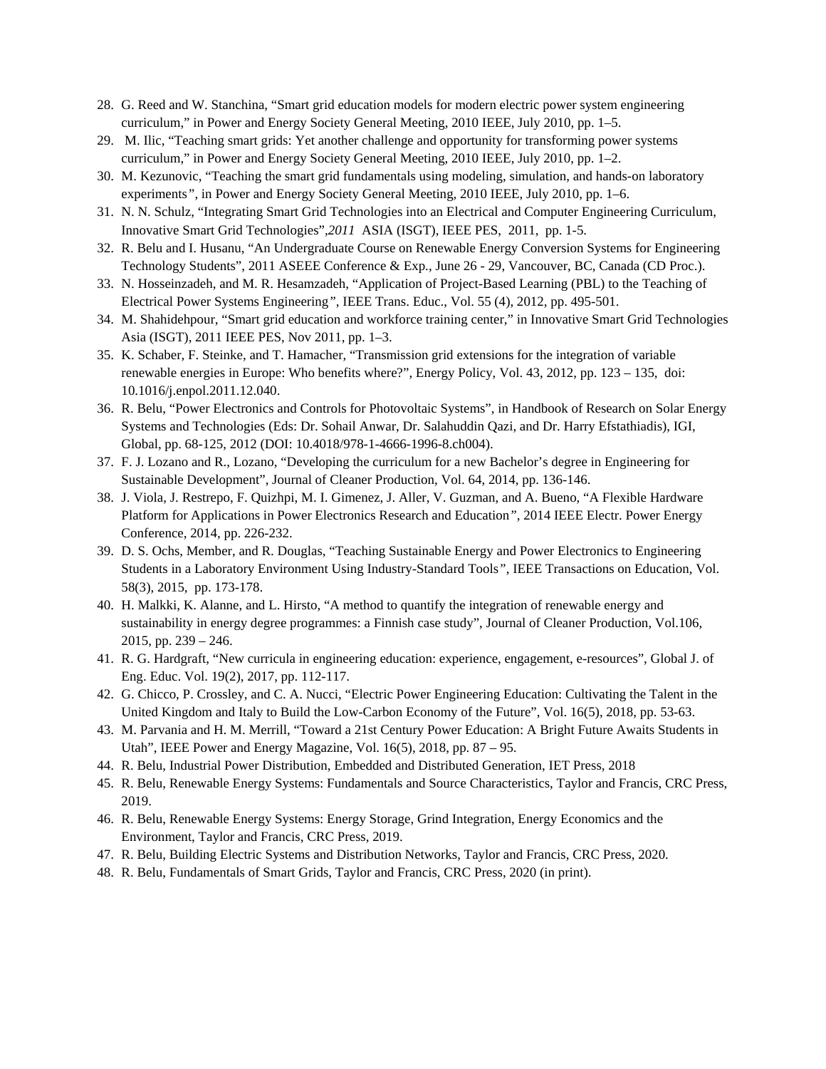28. G. Reed and W. Stanchina, "Smart grid education models for modern electric power system engineering curriculum," in Power and Energy Society General Meeting, 2010 IEEE, July 2010, pp. 1–5.
29. M. Ilic, "Teaching smart grids: Yet another challenge and opportunity for transforming power systems curriculum," in Power and Energy Society General Meeting, 2010 IEEE, July 2010, pp. 1–2.
30. M. Kezunovic, "Teaching the smart grid fundamentals using modeling, simulation, and hands-on laboratory experiments", in Power and Energy Society General Meeting, 2010 IEEE, July 2010, pp. 1–6.
31. N. N. Schulz, "Integrating Smart Grid Technologies into an Electrical and Computer Engineering Curriculum, Innovative Smart Grid Technologies",*2011* ASIA (ISGT), IEEE PES, 2011, pp. 1-5.
32. R. Belu and I. Husanu, "An Undergraduate Course on Renewable Energy Conversion Systems for Engineering Technology Students", 2011 ASEEE Conference & Exp., June 26 - 29, Vancouver, BC, Canada (CD Proc.).
33. N. Hosseinzadeh, and M. R. Hesamzadeh, "Application of Project-Based Learning (PBL) to the Teaching of Electrical Power Systems Engineering", IEEE Trans. Educ., Vol. 55 (4), 2012, pp. 495-501.
34. M. Shahidehpour, "Smart grid education and workforce training center," in Innovative Smart Grid Technologies Asia (ISGT), 2011 IEEE PES, Nov 2011, pp. 1–3.
35. K. Schaber, F. Steinke, and T. Hamacher, "Transmission grid extensions for the integration of variable renewable energies in Europe: Who benefits where?", Energy Policy, Vol. 43, 2012, pp. 123 – 135, doi: 10.1016/j.enpol.2011.12.040.
36. R. Belu, "Power Electronics and Controls for Photovoltaic Systems", in Handbook of Research on Solar Energy Systems and Technologies (Eds: Dr. Sohail Anwar, Dr. Salahuddin Qazi, and Dr. Harry Efstathiadis), IGI, Global, pp. 68-125, 2012 (DOI: 10.4018/978-1-4666-1996-8.ch004).
37. F. J. Lozano and R., Lozano, "Developing the curriculum for a new Bachelor's degree in Engineering for Sustainable Development", Journal of Cleaner Production, Vol. 64, 2014, pp. 136-146.
38. J. Viola, J. Restrepo, F. Quizhpi, M. I. Gimenez, J. Aller, V. Guzman, and A. Bueno, "A Flexible Hardware Platform for Applications in Power Electronics Research and Education", 2014 IEEE Electr. Power Energy Conference, 2014, pp. 226-232.
39. D. S. Ochs, Member, and R. Douglas, "Teaching Sustainable Energy and Power Electronics to Engineering Students in a Laboratory Environment Using Industry-Standard Tools", IEEE Transactions on Education, Vol. 58(3), 2015, pp. 173-178.
40. H. Malkki, K. Alanne, and L. Hirsto, "A method to quantify the integration of renewable energy and sustainability in energy degree programmes: a Finnish case study", Journal of Cleaner Production, Vol.106, 2015, pp. 239 – 246.
41. R. G. Hardgraft, "New curricula in engineering education: experience, engagement, e-resources", Global J. of Eng. Educ. Vol. 19(2), 2017, pp. 112-117.
42. G. Chicco, P. Crossley, and C. A. Nucci, "Electric Power Engineering Education: Cultivating the Talent in the United Kingdom and Italy to Build the Low-Carbon Economy of the Future", Vol. 16(5), 2018, pp. 53-63.
43. M. Parvania and H. M. Merrill, "Toward a 21st Century Power Education: A Bright Future Awaits Students in Utah", IEEE Power and Energy Magazine, Vol. 16(5), 2018, pp. 87 – 95.
44. R. Belu, Industrial Power Distribution, Embedded and Distributed Generation, IET Press, 2018
45. R. Belu, Renewable Energy Systems: Fundamentals and Source Characteristics, Taylor and Francis, CRC Press, 2019.
46. R. Belu, Renewable Energy Systems: Energy Storage, Grind Integration, Energy Economics and the Environment, Taylor and Francis, CRC Press, 2019.
47. R. Belu, Building Electric Systems and Distribution Networks, Taylor and Francis, CRC Press, 2020.
48. R. Belu, Fundamentals of Smart Grids, Taylor and Francis, CRC Press, 2020 (in print).